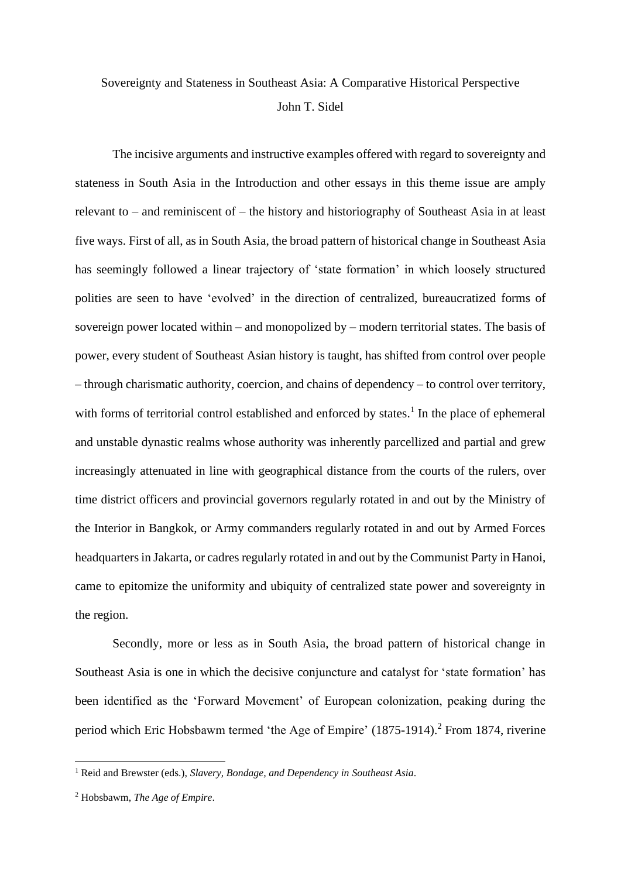# Sovereignty and Stateness in Southeast Asia: A Comparative Historical Perspective

John T. Sidel

The incisive arguments and instructive examples offered with regard to sovereignty and stateness in South Asia in the Introduction and other essays in this theme issue are amply relevant to – and reminiscent of – the history and historiography of Southeast Asia in at least five ways. First of all, as in South Asia, the broad pattern of historical change in Southeast Asia has seemingly followed a linear trajectory of 'state formation' in which loosely structured polities are seen to have 'evolved' in the direction of centralized, bureaucratized forms of sovereign power located within – and monopolized by – modern territorial states. The basis of power, every student of Southeast Asian history is taught, has shifted from control over people – through charismatic authority, coercion, and chains of dependency – to control over territory, with forms of territorial control established and enforced by states.[1] In the place of ephemeral and unstable dynastic realms whose authority was inherently parcellized and partial and grew increasingly attenuated in line with geographical distance from the courts of the rulers, over time district officers and provincial governors regularly rotated in and out by the Ministry of the Interior in Bangkok, or Army commanders regularly rotated in and out by Armed Forces headquarters in Jakarta, or cadres regularly rotated in and out by the Communist Party in Hanoi, came to epitomize the uniformity and ubiquity of centralized state power and sovereignty in the region.

Secondly, more or less as in South Asia, the broad pattern of historical change in Southeast Asia is one in which the decisive conjuncture and catalyst for 'state formation' has been identified as the 'Forward Movement' of European colonization, peaking during the period which Eric Hobsbawm termed 'the Age of Empire' (1875-1914).[2] From 1874, riverine

---

[1] Reid and Brewster (eds.), *Slavery, Bondage, and Dependency in Southeast Asia*.

[2] Hobsbawm, *The Age of Empire*.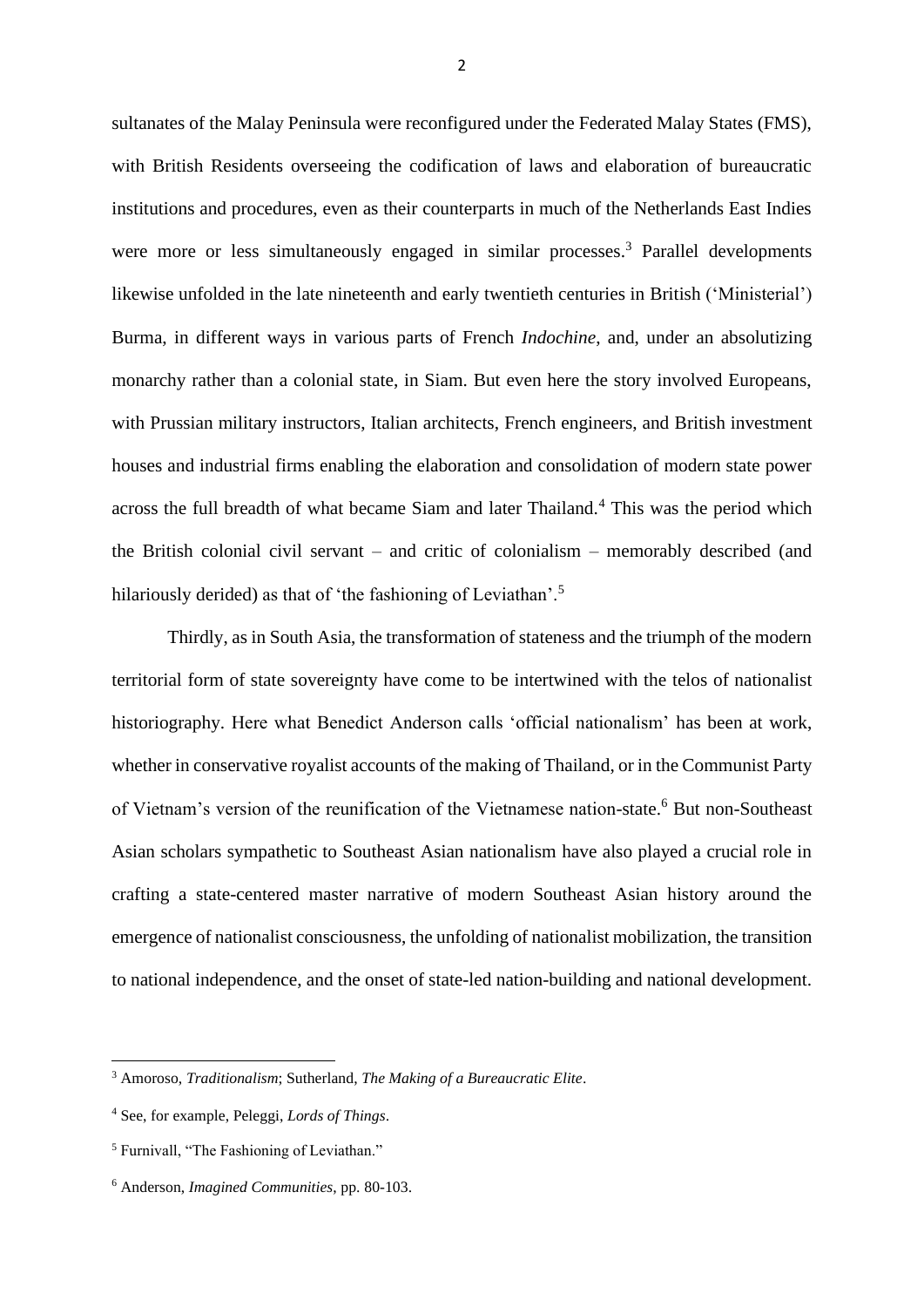sultanates of the Malay Peninsula were reconfigured under the Federated Malay States (FMS), with British Residents overseeing the codification of laws and elaboration of bureaucratic institutions and procedures, even as their counterparts in much of the Netherlands East Indies were more or less simultaneously engaged in similar processes.[3] Parallel developments likewise unfolded in the late nineteenth and early twentieth centuries in British ('Ministerial') Burma, in different ways in various parts of French *Indochine*, and, under an absolutizing monarchy rather than a colonial state, in Siam. But even here the story involved Europeans, with Prussian military instructors, Italian architects, French engineers, and British investment houses and industrial firms enabling the elaboration and consolidation of modern state power across the full breadth of what became Siam and later Thailand.[4] This was the period which the British colonial civil servant – and critic of colonialism – memorably described (and hilariously derided) as that of 'the fashioning of Leviathan'.[5]

Thirdly, as in South Asia, the transformation of stateness and the triumph of the modern territorial form of state sovereignty have come to be intertwined with the telos of nationalist historiography. Here what Benedict Anderson calls 'official nationalism' has been at work, whether in conservative royalist accounts of the making of Thailand, or in the Communist Party of Vietnam's version of the reunification of the Vietnamese nation-state.[6] But non-Southeast Asian scholars sympathetic to Southeast Asian nationalism have also played a crucial role in crafting a state-centered master narrative of modern Southeast Asian history around the emergence of nationalist consciousness, the unfolding of nationalist mobilization, the transition to national independence, and the onset of state-led nation-building and national development.

---

[3] Amoroso, *Traditionalism*; Sutherland, *The Making of a Bureaucratic Elite*.

[4] See, for example, Peleggi, *Lords of Things*.

[5] Furnivall, "The Fashioning of Leviathan."

[6] Anderson, *Imagined Communities*, pp. 80-103.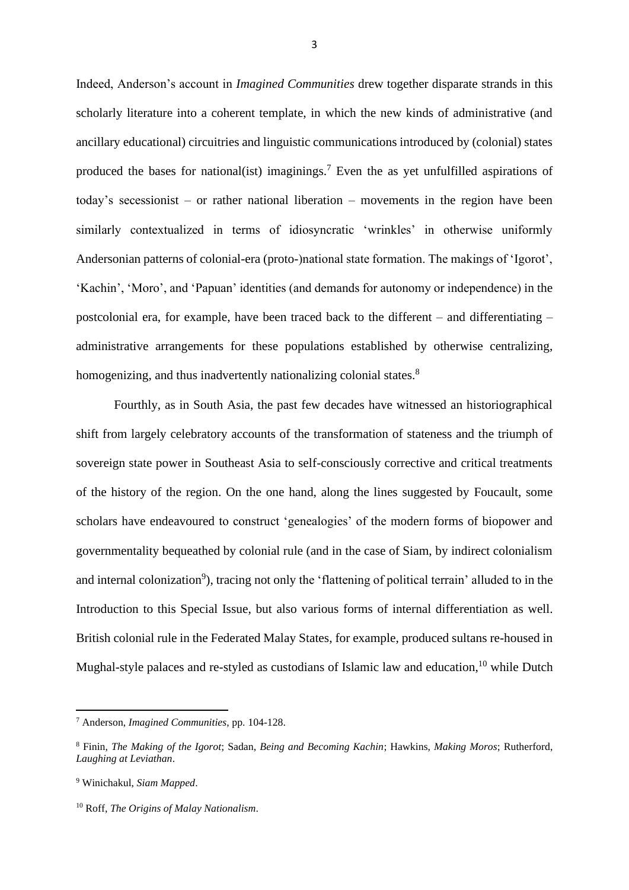Indeed, Anderson's account in *Imagined Communities* drew together disparate strands in this scholarly literature into a coherent template, in which the new kinds of administrative (and ancillary educational) circuitries and linguistic communications introduced by (colonial) states produced the bases for national(ist) imaginings.[7] Even the as yet unfulfilled aspirations of today's secessionist – or rather national liberation – movements in the region have been similarly contextualized in terms of idiosyncratic 'wrinkles' in otherwise uniformly Andersonian patterns of colonial-era (proto-)national state formation. The makings of 'Igorot', 'Kachin', 'Moro', and 'Papuan' identities (and demands for autonomy or independence) in the postcolonial era, for example, have been traced back to the different – and differentiating – administrative arrangements for these populations established by otherwise centralizing, homogenizing, and thus inadvertently nationalizing colonial states.[8]

Fourthly, as in South Asia, the past few decades have witnessed an historiographical shift from largely celebratory accounts of the transformation of stateness and the triumph of sovereign state power in Southeast Asia to self-consciously corrective and critical treatments of the history of the region. On the one hand, along the lines suggested by Foucault, some scholars have endeavoured to construct 'genealogies' of the modern forms of biopower and governmentality bequeathed by colonial rule (and in the case of Siam, by indirect colonialism and internal colonization[9]), tracing not only the 'flattening of political terrain' alluded to in the Introduction to this Special Issue, but also various forms of internal differentiation as well. British colonial rule in the Federated Malay States, for example, produced sultans re-housed in Mughal-style palaces and re-styled as custodians of Islamic law and education,[10] while Dutch

---

[7] Anderson, *Imagined Communities*, pp. 104-128.

[8] Finin, *The Making of the Igorot*; Sadan, *Being and Becoming Kachin*; Hawkins, *Making Moros*; Rutherford, *Laughing at Leviathan*.

[9] Winichakul, *Siam Mapped*.

[10] Roff, *The Origins of Malay Nationalism*.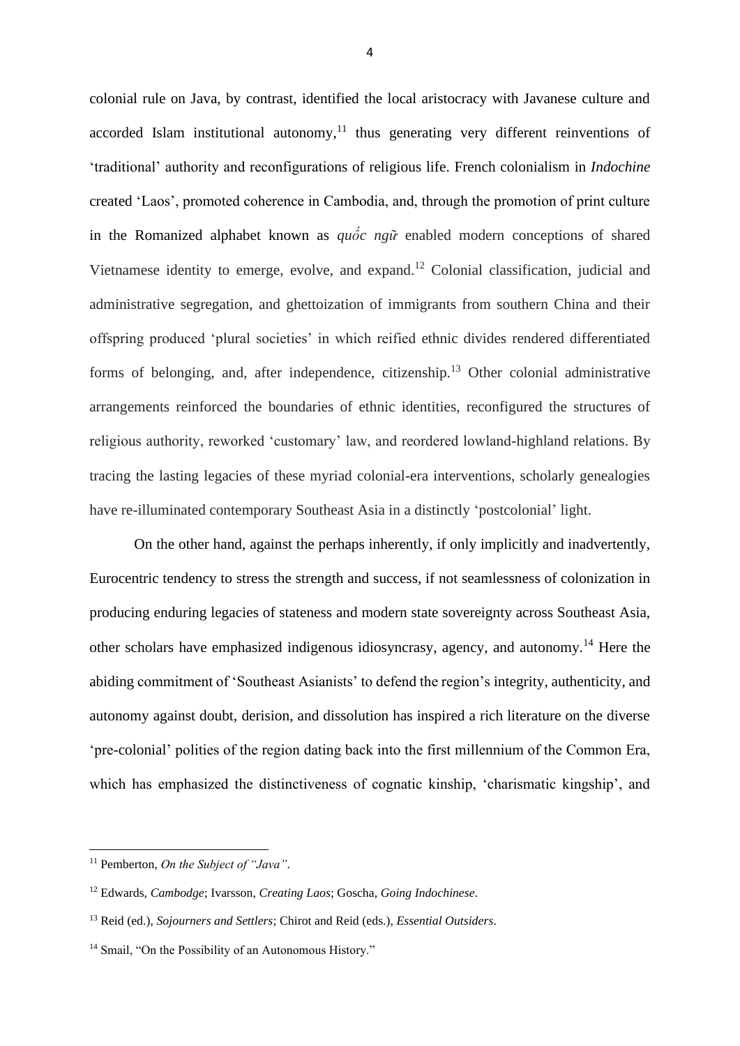colonial rule on Java, by contrast, identified the local aristocracy with Javanese culture and accorded Islam institutional autonomy,[11] thus generating very different reinventions of 'traditional' authority and reconfigurations of religious life. French colonialism in *Indochine* created 'Laos', promoted coherence in Cambodia, and, through the promotion of print culture in the Romanized alphabet known as *quốc ngữ* enabled modern conceptions of shared Vietnamese identity to emerge, evolve, and expand.[12] Colonial classification, judicial and administrative segregation, and ghettoization of immigrants from southern China and their offspring produced 'plural societies' in which reified ethnic divides rendered differentiated forms of belonging, and, after independence, citizenship.[13] Other colonial administrative arrangements reinforced the boundaries of ethnic identities, reconfigured the structures of religious authority, reworked 'customary' law, and reordered lowland-highland relations. By tracing the lasting legacies of these myriad colonial-era interventions, scholarly genealogies have re-illuminated contemporary Southeast Asia in a distinctly 'postcolonial' light.

On the other hand, against the perhaps inherently, if only implicitly and inadvertently, Eurocentric tendency to stress the strength and success, if not seamlessness of colonization in producing enduring legacies of stateness and modern state sovereignty across Southeast Asia, other scholars have emphasized indigenous idiosyncrasy, agency, and autonomy.[14] Here the abiding commitment of 'Southeast Asianists' to defend the region's integrity, authenticity, and autonomy against doubt, derision, and dissolution has inspired a rich literature on the diverse 'pre-colonial' polities of the region dating back into the first millennium of the Common Era, which has emphasized the distinctiveness of cognatic kinship, 'charismatic kingship', and

---

[11] Pemberton, *On the Subject of "Java"*.

[12] Edwards, *Cambodge*; Ivarsson, *Creating Laos*; Goscha, *Going Indochinese*.

[13] Reid (ed.), *Sojourners and Settlers*; Chirot and Reid (eds.), *Essential Outsiders*.

[14] Smail, "On the Possibility of an Autonomous History."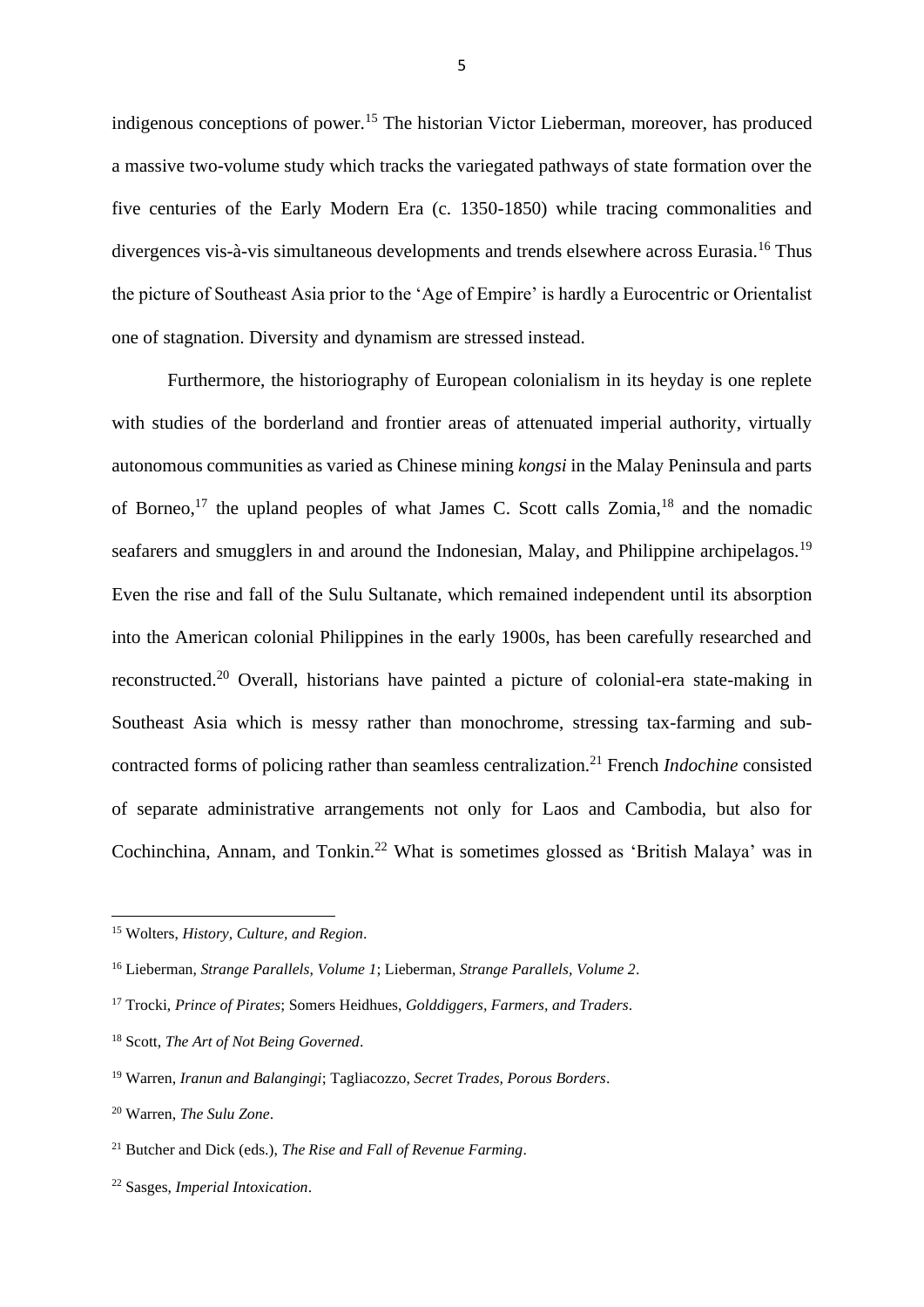indigenous conceptions of power.[15] The historian Victor Lieberman, moreover, has produced a massive two-volume study which tracks the variegated pathways of state formation over the five centuries of the Early Modern Era (c. 1350-1850) while tracing commonalities and divergences vis-à-vis simultaneous developments and trends elsewhere across Eurasia.[16] Thus the picture of Southeast Asia prior to the 'Age of Empire' is hardly a Eurocentric or Orientalist one of stagnation. Diversity and dynamism are stressed instead.

Furthermore, the historiography of European colonialism in its heyday is one replete with studies of the borderland and frontier areas of attenuated imperial authority, virtually autonomous communities as varied as Chinese mining *kongsi* in the Malay Peninsula and parts of Borneo,[17] the upland peoples of what James C. Scott calls Zomia,[18] and the nomadic seafarers and smugglers in and around the Indonesian, Malay, and Philippine archipelagos.[19] Even the rise and fall of the Sulu Sultanate, which remained independent until its absorption into the American colonial Philippines in the early 1900s, has been carefully researched and reconstructed.[20] Overall, historians have painted a picture of colonial-era state-making in Southeast Asia which is messy rather than monochrome, stressing tax-farming and sub-contracted forms of policing rather than seamless centralization.[21] French *Indochine* consisted of separate administrative arrangements not only for Laos and Cambodia, but also for Cochinchina, Annam, and Tonkin.[22] What is sometimes glossed as 'British Malaya' was in

---

[15] Wolters, *History, Culture, and Region*.

[16] Lieberman, *Strange Parallels, Volume 1*; Lieberman, *Strange Parallels, Volume 2*.

[17] Trocki, *Prince of Pirates*; Somers Heidhues, *Golddiggers, Farmers, and Traders*.

[18] Scott, *The Art of Not Being Governed*.

[19] Warren, *Iranun and Balangingi*; Tagliacozzo, *Secret Trades, Porous Borders*.

[20] Warren, *The Sulu Zone*.

[21] Butcher and Dick (eds.), *The Rise and Fall of Revenue Farming*.

[22] Sasges, *Imperial Intoxication*.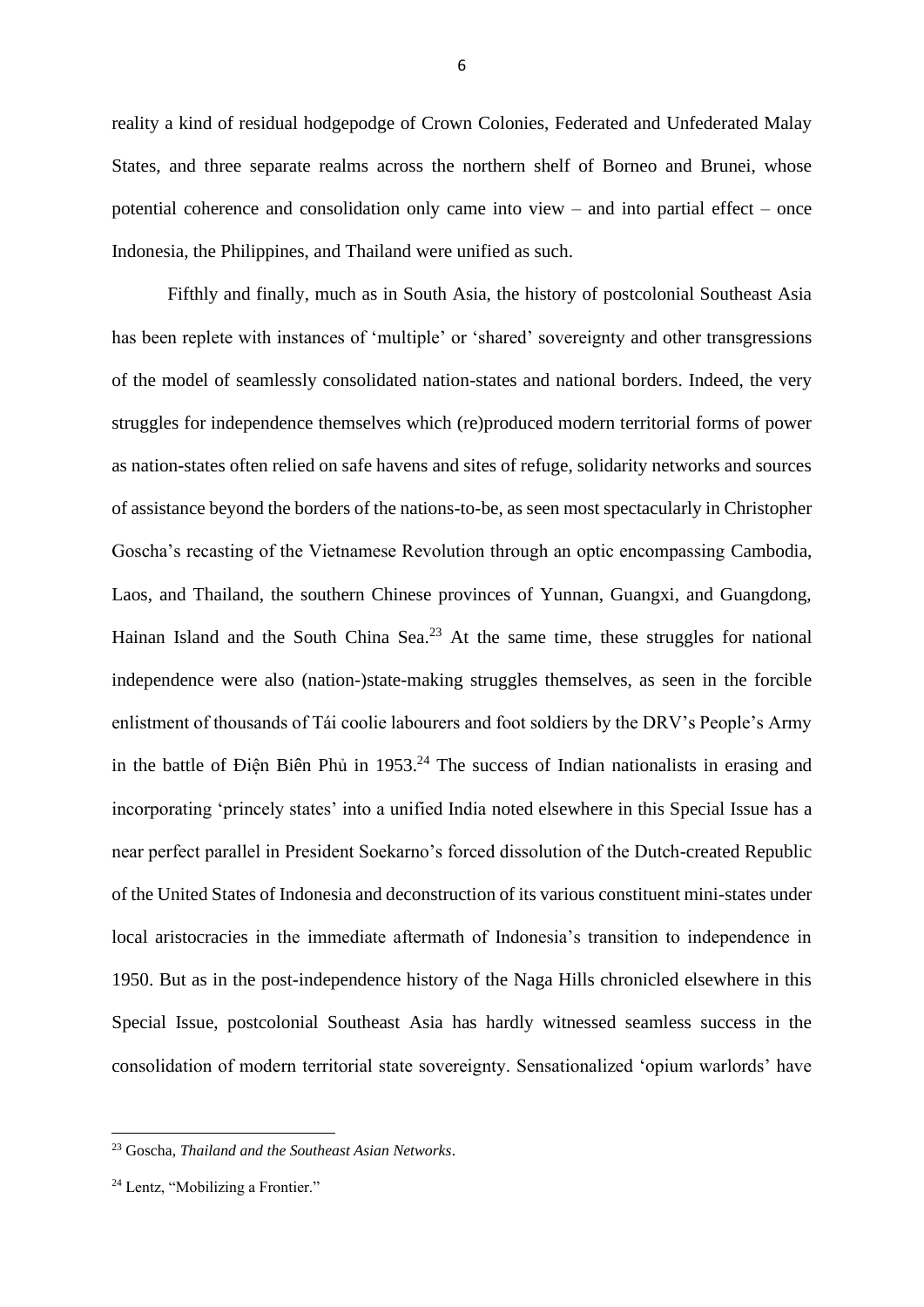reality a kind of residual hodgepodge of Crown Colonies, Federated and Unfederated Malay States, and three separate realms across the northern shelf of Borneo and Brunei, whose potential coherence and consolidation only came into view – and into partial effect – once Indonesia, the Philippines, and Thailand were unified as such.

Fifthly and finally, much as in South Asia, the history of postcolonial Southeast Asia has been replete with instances of 'multiple' or 'shared' sovereignty and other transgressions of the model of seamlessly consolidated nation-states and national borders. Indeed, the very struggles for independence themselves which (re)produced modern territorial forms of power as nation-states often relied on safe havens and sites of refuge, solidarity networks and sources of assistance beyond the borders of the nations-to-be, as seen most spectacularly in Christopher Goscha's recasting of the Vietnamese Revolution through an optic encompassing Cambodia, Laos, and Thailand, the southern Chinese provinces of Yunnan, Guangxi, and Guangdong, Hainan Island and the South China Sea.[23] At the same time, these struggles for national independence were also (nation-)state-making struggles themselves, as seen in the forcible enlistment of thousands of Tái coolie labourers and foot soldiers by the DRV's People's Army in the battle of Điện Biên Phủ in 1953.[24] The success of Indian nationalists in erasing and incorporating 'princely states' into a unified India noted elsewhere in this Special Issue has a near perfect parallel in President Soekarno's forced dissolution of the Dutch-created Republic of the United States of Indonesia and deconstruction of its various constituent mini-states under local aristocracies in the immediate aftermath of Indonesia's transition to independence in 1950. But as in the post-independence history of the Naga Hills chronicled elsewhere in this Special Issue, postcolonial Southeast Asia has hardly witnessed seamless success in the consolidation of modern territorial state sovereignty. Sensationalized 'opium warlords' have

[23] Goscha, *Thailand and the Southeast Asian Networks*.

[24] Lentz, "Mobilizing a Frontier."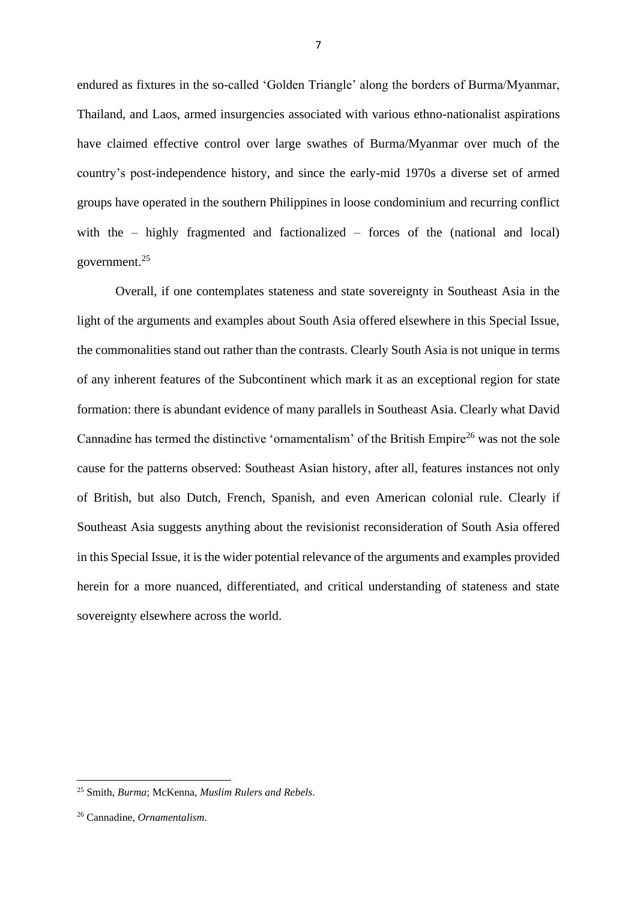endured as fixtures in the so-called 'Golden Triangle' along the borders of Burma/Myanmar, Thailand, and Laos, armed insurgencies associated with various ethno-nationalist aspirations have claimed effective control over large swathes of Burma/Myanmar over much of the country's post-independence history, and since the early-mid 1970s a diverse set of armed groups have operated in the southern Philippines in loose condominium and recurring conflict with the – highly fragmented and factionalized – forces of the (national and local) government.[25]

Overall, if one contemplates stateness and state sovereignty in Southeast Asia in the light of the arguments and examples about South Asia offered elsewhere in this Special Issue, the commonalities stand out rather than the contrasts. Clearly South Asia is not unique in terms of any inherent features of the Subcontinent which mark it as an exceptional region for state formation: there is abundant evidence of many parallels in Southeast Asia. Clearly what David Cannadine has termed the distinctive 'ornamentalism' of the British Empire[26] was not the sole cause for the patterns observed: Southeast Asian history, after all, features instances not only of British, but also Dutch, French, Spanish, and even American colonial rule. Clearly if Southeast Asia suggests anything about the revisionist reconsideration of South Asia offered in this Special Issue, it is the wider potential relevance of the arguments and examples provided herein for a more nuanced, differentiated, and critical understanding of stateness and state sovereignty elsewhere across the world.

---

[25] Smith, *Burma*; McKenna, *Muslim Rulers and Rebels*.

[26] Cannadine, *Ornamentalism*.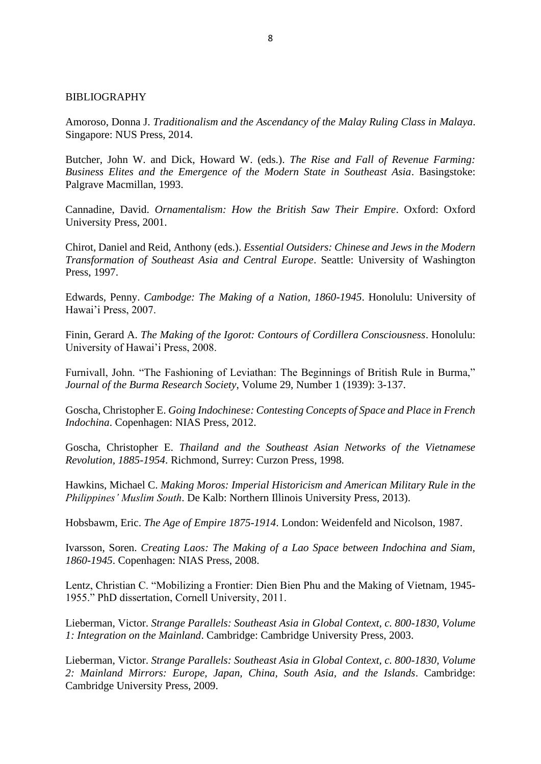BIBLIOGRAPHY

Amoroso, Donna J. *Traditionalism and the Ascendancy of the Malay Ruling Class in Malaya*. Singapore: NUS Press, 2014.

Butcher, John W. and Dick, Howard W. (eds.). *The Rise and Fall of Revenue Farming: Business Elites and the Emergence of the Modern State in Southeast Asia*. Basingstoke: Palgrave Macmillan, 1993.

Cannadine, David. *Ornamentalism: How the British Saw Their Empire*. Oxford: Oxford University Press, 2001.

Chirot, Daniel and Reid, Anthony (eds.). *Essential Outsiders: Chinese and Jews in the Modern Transformation of Southeast Asia and Central Europe*. Seattle: University of Washington Press, 1997.

Edwards, Penny. *Cambodge: The Making of a Nation, 1860-1945*. Honolulu: University of Hawai'i Press, 2007.

Finin, Gerard A. *The Making of the Igorot: Contours of Cordillera Consciousness*. Honolulu: University of Hawai'i Press, 2008.

Furnivall, John. "The Fashioning of Leviathan: The Beginnings of British Rule in Burma," *Journal of the Burma Research Society*, Volume 29, Number 1 (1939): 3-137.

Goscha, Christopher E. *Going Indochinese: Contesting Concepts of Space and Place in French Indochina*. Copenhagen: NIAS Press, 2012.

Goscha, Christopher E. *Thailand and the Southeast Asian Networks of the Vietnamese Revolution, 1885-1954*. Richmond, Surrey: Curzon Press, 1998.

Hawkins, Michael C. *Making Moros: Imperial Historicism and American Military Rule in the Philippines' Muslim South*. De Kalb: Northern Illinois University Press, 2013).

Hobsbawm, Eric. *The Age of Empire 1875-1914*. London: Weidenfeld and Nicolson, 1987.

Ivarsson, Soren. *Creating Laos: The Making of a Lao Space between Indochina and Siam, 1860-1945*. Copenhagen: NIAS Press, 2008.

Lentz, Christian C. "Mobilizing a Frontier: Dien Bien Phu and the Making of Vietnam, 1945-1955." PhD dissertation, Cornell University, 2011.

Lieberman, Victor. *Strange Parallels: Southeast Asia in Global Context, c. 800-1830, Volume 1: Integration on the Mainland*. Cambridge: Cambridge University Press, 2003.

Lieberman, Victor. *Strange Parallels: Southeast Asia in Global Context, c. 800-1830, Volume 2: Mainland Mirrors: Europe, Japan, China, South Asia, and the Islands*. Cambridge: Cambridge University Press, 2009.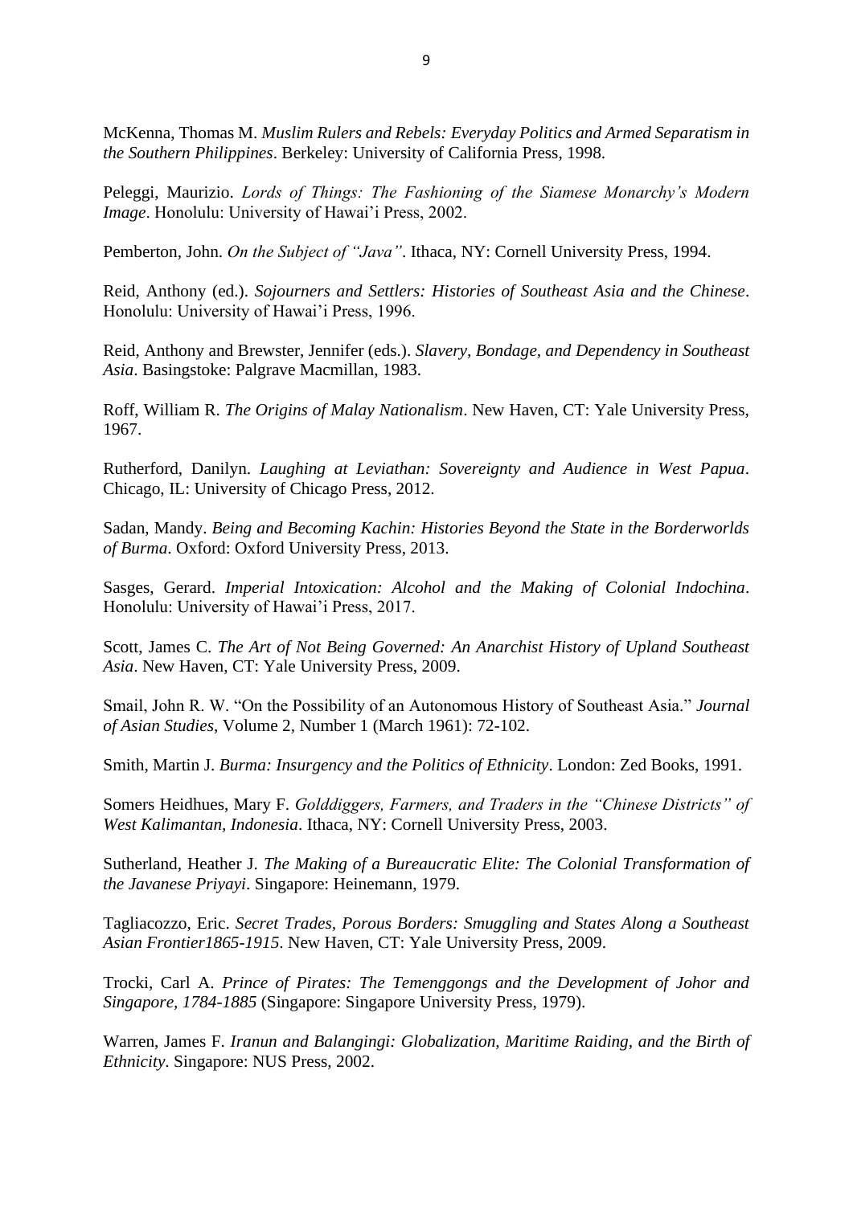McKenna, Thomas M. *Muslim Rulers and Rebels: Everyday Politics and Armed Separatism in the Southern Philippines*. Berkeley: University of California Press, 1998.

Peleggi, Maurizio. *Lords of Things: The Fashioning of the Siamese Monarchy's Modern Image*. Honolulu: University of Hawai'i Press, 2002.

Pemberton, John. *On the Subject of "Java"*. Ithaca, NY: Cornell University Press, 1994.

Reid, Anthony (ed.). *Sojourners and Settlers: Histories of Southeast Asia and the Chinese*. Honolulu: University of Hawai'i Press, 1996.

Reid, Anthony and Brewster, Jennifer (eds.). *Slavery, Bondage, and Dependency in Southeast Asia*. Basingstoke: Palgrave Macmillan, 1983.

Roff, William R. *The Origins of Malay Nationalism*. New Haven, CT: Yale University Press, 1967.

Rutherford, Danilyn. *Laughing at Leviathan: Sovereignty and Audience in West Papua*. Chicago, IL: University of Chicago Press, 2012.

Sadan, Mandy. *Being and Becoming Kachin: Histories Beyond the State in the Borderworlds of Burma*. Oxford: Oxford University Press, 2013.

Sasges, Gerard. *Imperial Intoxication: Alcohol and the Making of Colonial Indochina*. Honolulu: University of Hawai'i Press, 2017.

Scott, James C. *The Art of Not Being Governed: An Anarchist History of Upland Southeast Asia*. New Haven, CT: Yale University Press, 2009.

Smail, John R. W. "On the Possibility of an Autonomous History of Southeast Asia." *Journal of Asian Studies*, Volume 2, Number 1 (March 1961): 72-102.

Smith, Martin J. *Burma: Insurgency and the Politics of Ethnicity*. London: Zed Books, 1991.

Somers Heidhues, Mary F. *Golddiggers, Farmers, and Traders in the "Chinese Districts" of West Kalimantan, Indonesia*. Ithaca, NY: Cornell University Press, 2003.

Sutherland, Heather J. *The Making of a Bureaucratic Elite: The Colonial Transformation of the Javanese Priyayi*. Singapore: Heinemann, 1979.

Tagliacozzo, Eric. *Secret Trades, Porous Borders: Smuggling and States Along a Southeast Asian Frontier1865-1915*. New Haven, CT: Yale University Press, 2009.

Trocki, Carl A. *Prince of Pirates: The Temenggongs and the Development of Johor and Singapore, 1784-1885* (Singapore: Singapore University Press, 1979).

Warren, James F. *Iranun and Balangingi: Globalization, Maritime Raiding, and the Birth of Ethnicity*. Singapore: NUS Press, 2002.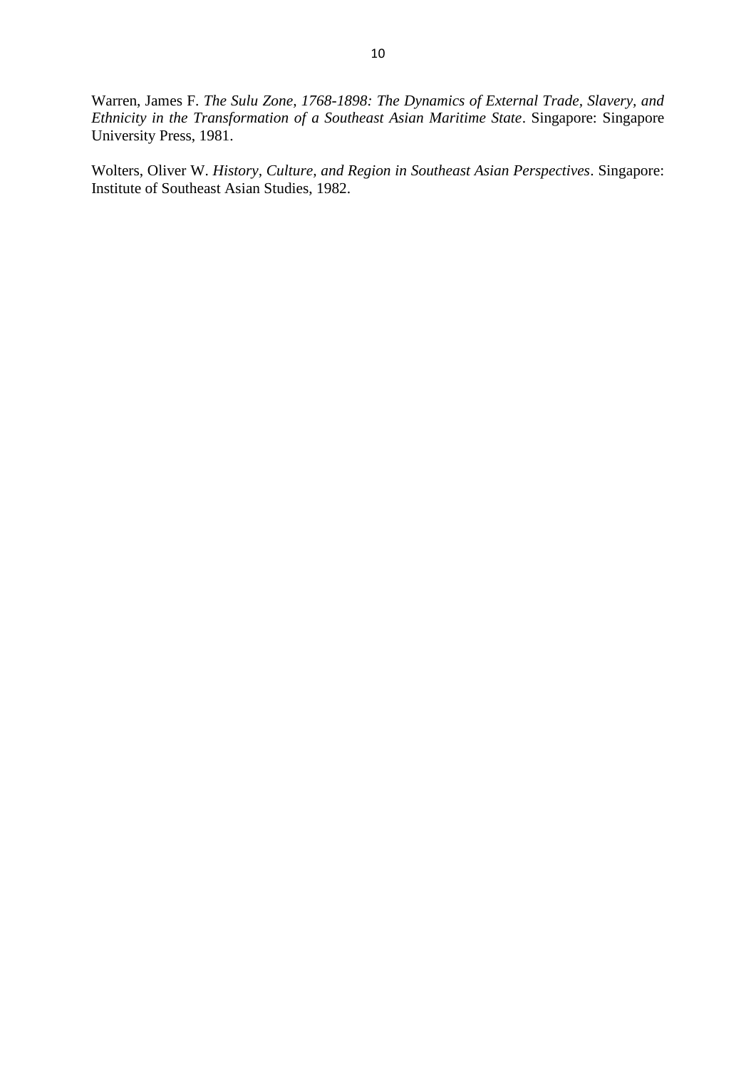Warren, James F. *The Sulu Zone, 1768-1898: The Dynamics of External Trade, Slavery, and Ethnicity in the Transformation of a Southeast Asian Maritime State*. Singapore: Singapore University Press, 1981.

Wolters, Oliver W. *History, Culture, and Region in Southeast Asian Perspectives*. Singapore: Institute of Southeast Asian Studies, 1982.